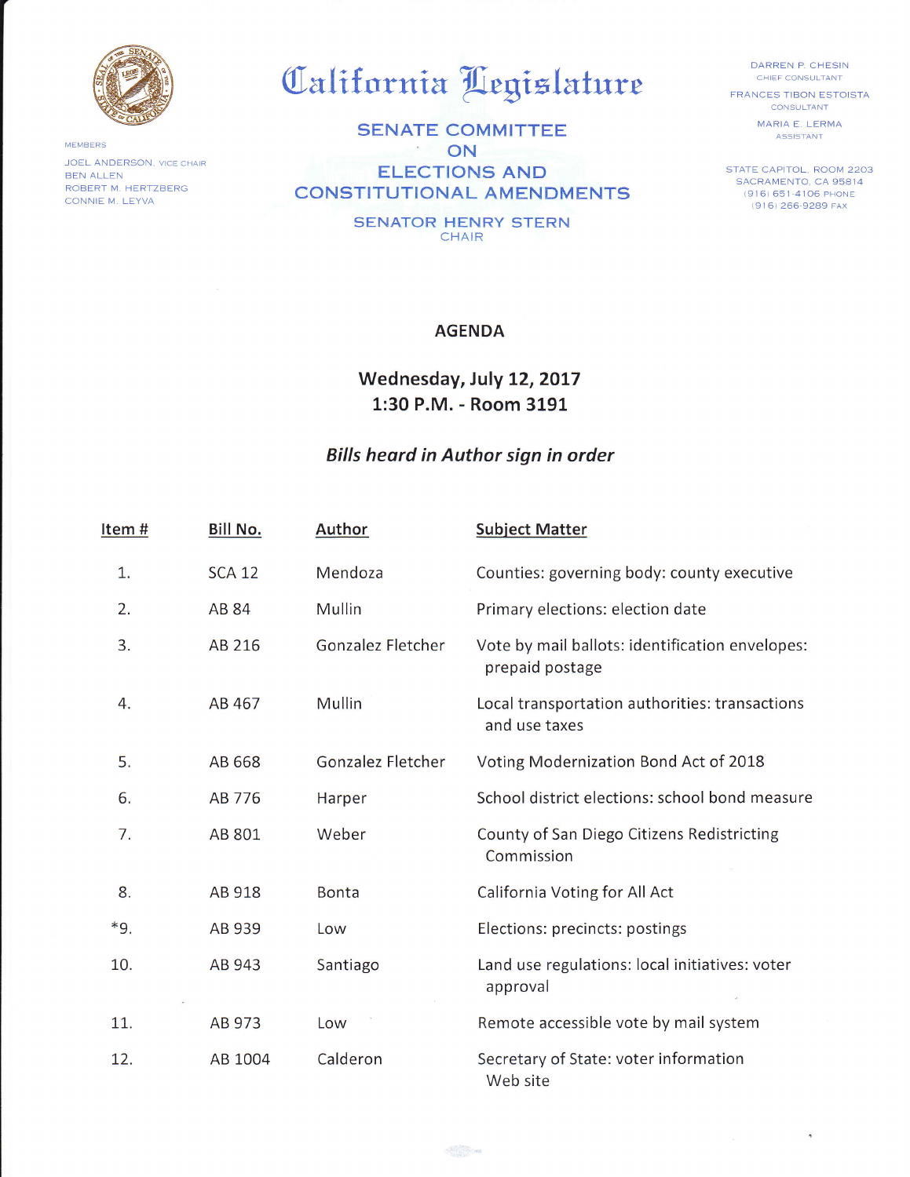# California Legislature

MEMBERS
JOEL ANDERSON, VICE CHAIR
BEN ALLEN
ROBERT M. HERTZBERG
CONNIE M. LEYVA

## SENATE COMMITTEE ON ELECTIONS AND CONSTITUTIONAL AMENDMENTS

SENATOR HENRY STERN
CHAIR

DARREN P. CHESIN
CHIEF CONSULTANT

FRANCES TIBON ESTOISTA
CONSULTANT

MARIA E. LERMA
ASSISTANT

STATE CAPITOL, ROOM 2203
SACRAMENTO, CA 95814
(916) 651-4106 PHONE
(916) 266-9289 FAX

## AGENDA

**Wednesday, July 12, 2017**
**1:30 P.M. - Room 3191**

***Bills heard in Author sign in order***

| Item # | Bill No. | Author | Subject Matter |
|---|---|---|---|
| 1. | SCA 12 | Mendoza | Counties: governing body: county executive |
| 2. | AB 84 | Mullin | Primary elections: election date |
| 3. | AB 216 | Gonzalez Fletcher | Vote by mail ballots: identification envelopes: prepaid postage |
| 4. | AB 467 | Mullin | Local transportation authorities: transactions and use taxes |
| 5. | AB 668 | Gonzalez Fletcher | Voting Modernization Bond Act of 2018 |
| 6. | AB 776 | Harper | School district elections: school bond measure |
| 7. | AB 801 | Weber | County of San Diego Citizens Redistricting Commission |
| 8. | AB 918 | Bonta | California Voting for All Act |
| *9. | AB 939 | Low | Elections: precincts: postings |
| 10. | AB 943 | Santiago | Land use regulations: local initiatives: voter approval |
| 11. | AB 973 | Low | Remote accessible vote by mail system |
| 12. | AB 1004 | Calderon | Secretary of State: voter information Web site |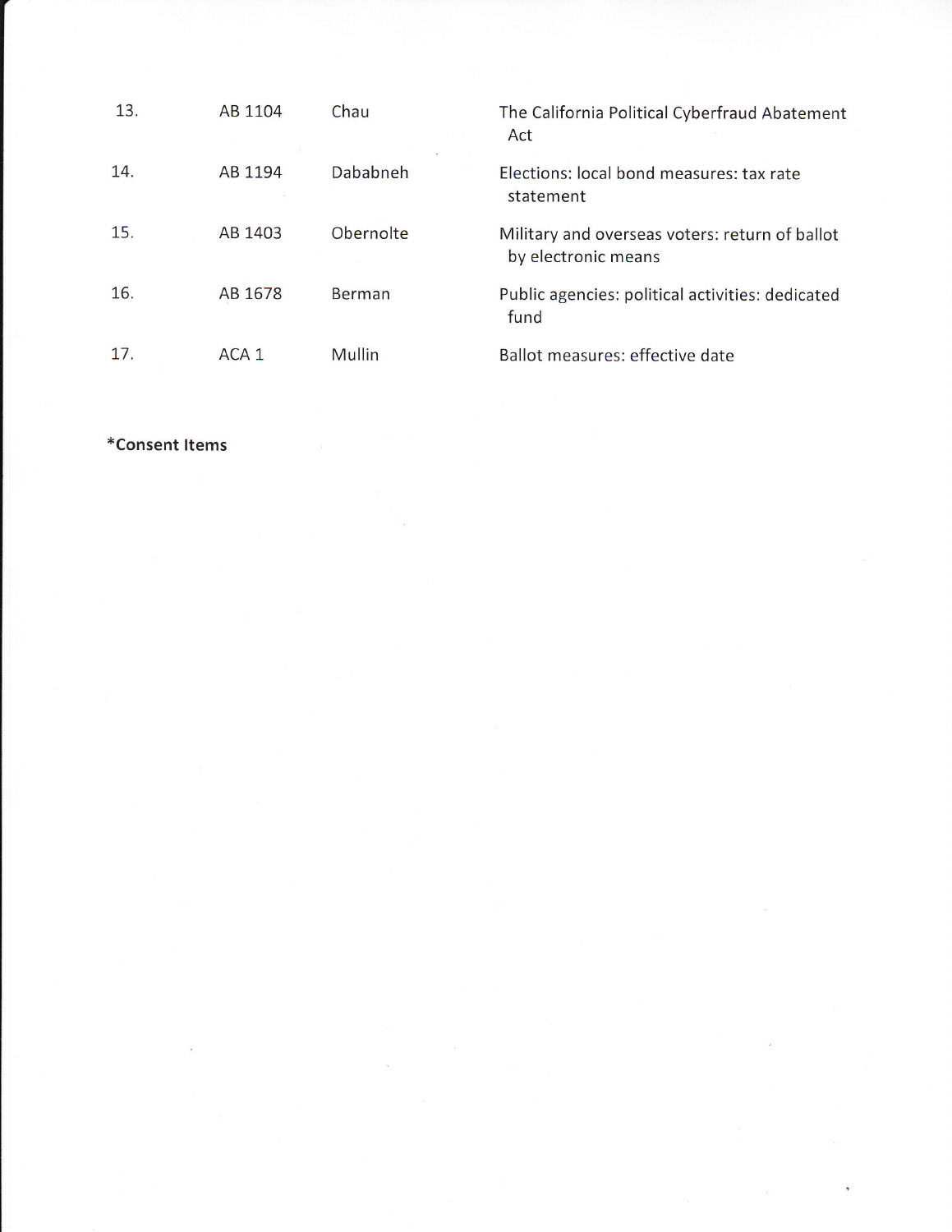| | | | |
|---|---|---|---|
| 13. | AB 1104 | Chau | The California Political Cyberfraud Abatement Act |
| 14. | AB 1194 | Dababneh | Elections: local bond measures: tax rate statement |
| 15. | AB 1403 | Obernolte | Military and overseas voters: return of ballot by electronic means |
| 16. | AB 1678 | Berman | Public agencies: political activities: dedicated fund |
| 17. | ACA 1 | Mullin | Ballot measures: effective date |

**\*Consent Items**